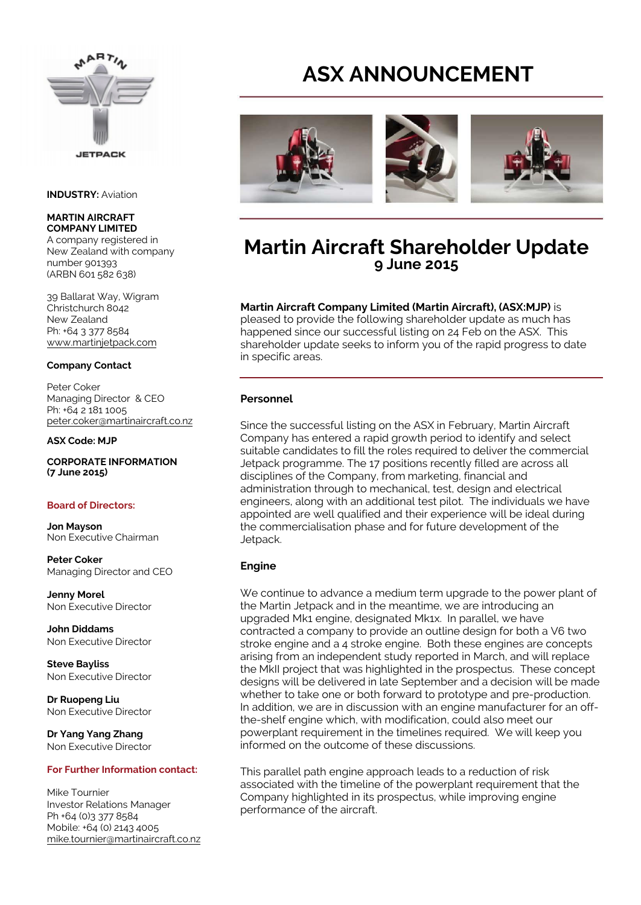# ASX ANNOUNCEMENT

**INDUSTRY:** Aviation

**MARTIN AIRCRAFT COMPANY LIMITED**
A company registered in New Zealand with company number 901393
(ARBN 601 582 638)

39 Ballarat Way, Wigram
Christchurch 8042
New Zealand
Ph: +64 3 377 8584
www.martinjetpack.com

**Company Contact**

Peter Coker
Managing Director & CEO
Ph: +64 2 181 1005
peter.coker@martinaircraft.co.nz

**ASX Code: MJP**

**CORPORATE INFORMATION (7 June 2015)**

**Board of Directors:**

**Jon Mayson**
Non Executive Chairman

**Peter Coker**
Managing Director and CEO

**Jenny Morel**
Non Executive Director

**John Diddams**
Non Executive Director

**Steve Bayliss**
Non Executive Director

**Dr Ruopeng Liu**
Non Executive Director

**Dr Yang Yang Zhang**
Non Executive Director

**For Further Information contact:**

Mike Tournier
Investor Relations Manager
Ph +64 (0)3 377 8584
Mobile: +64 (0) 2143 4005
mike.tournier@martinaircraft.co.nz

## Martin Aircraft Shareholder Update

### 9 June 2015

**Martin Aircraft Company Limited (Martin Aircraft), (ASX:MJP)** is pleased to provide the following shareholder update as much has happened since our successful listing on 24 Feb on the ASX. This shareholder update seeks to inform you of the rapid progress to date in specific areas.

**Personnel**

Since the successful listing on the ASX in February, Martin Aircraft Company has entered a rapid growth period to identify and select suitable candidates to fill the roles required to deliver the commercial Jetpack programme. The 17 positions recently filled are across all disciplines of the Company, from marketing, financial and administration through to mechanical, test, design and electrical engineers, along with an additional test pilot. The individuals we have appointed are well qualified and their experience will be ideal during the commercialisation phase and for future development of the Jetpack.

**Engine**

We continue to advance a medium term upgrade to the power plant of the Martin Jetpack and in the meantime, we are introducing an upgraded Mk1 engine, designated Mk1x. In parallel, we have contracted a company to provide an outline design for both a V6 two stroke engine and a 4 stroke engine. Both these engines are concepts arising from an independent study reported in March, and will replace the MkII project that was highlighted in the prospectus. These concept designs will be delivered in late September and a decision will be made whether to take one or both forward to prototype and pre-production. In addition, we are in discussion with an engine manufacturer for an off-the-shelf engine which, with modification, could also meet our powerplant requirement in the timelines required. We will keep you informed on the outcome of these discussions.

This parallel path engine approach leads to a reduction of risk associated with the timeline of the powerplant requirement that the Company highlighted in its prospectus, while improving engine performance of the aircraft.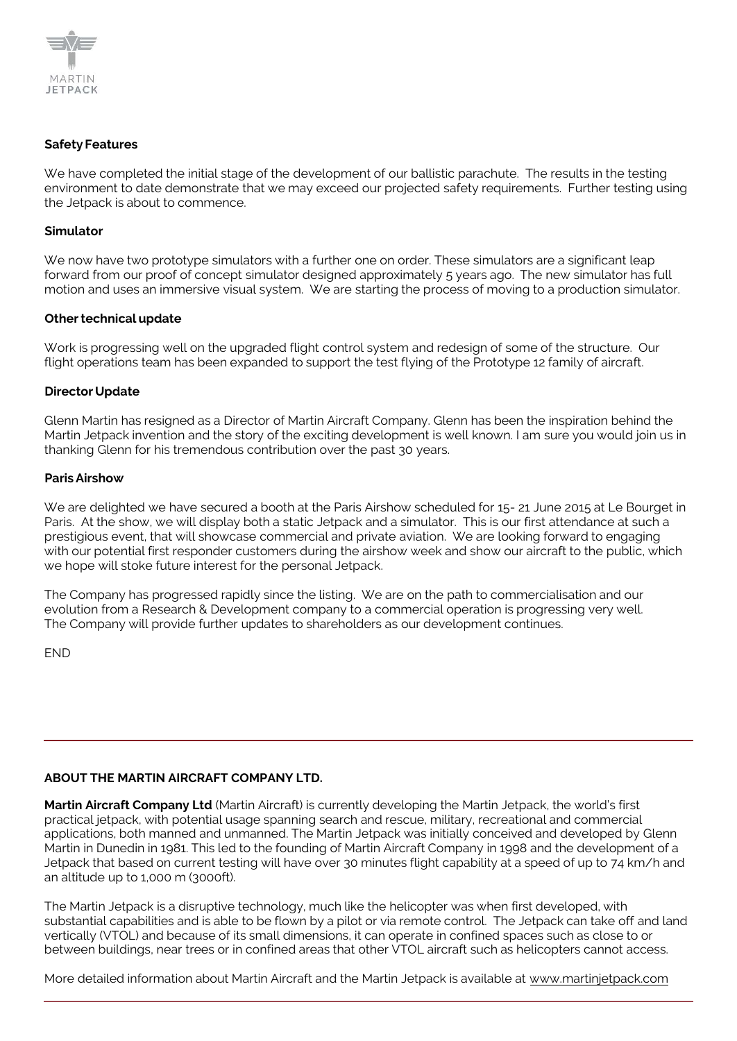**Safety Features**

We have completed the initial stage of the development of our ballistic parachute. The results in the testing environment to date demonstrate that we may exceed our projected safety requirements. Further testing using the Jetpack is about to commence.

**Simulator**

We now have two prototype simulators with a further one on order. These simulators are a significant leap forward from our proof of concept simulator designed approximately 5 years ago. The new simulator has full motion and uses an immersive visual system. We are starting the process of moving to a production simulator.

**Other technical update**

Work is progressing well on the upgraded flight control system and redesign of some of the structure. Our flight operations team has been expanded to support the test flying of the Prototype 12 family of aircraft.

**Director Update**

Glenn Martin has resigned as a Director of Martin Aircraft Company. Glenn has been the inspiration behind the Martin Jetpack invention and the story of the exciting development is well known. I am sure you would join us in thanking Glenn for his tremendous contribution over the past 30 years.

**Paris Airshow**

We are delighted we have secured a booth at the Paris Airshow scheduled for 15- 21 June 2015 at Le Bourget in Paris. At the show, we will display both a static Jetpack and a simulator. This is our first attendance at such a prestigious event, that will showcase commercial and private aviation. We are looking forward to engaging with our potential first responder customers during the airshow week and show our aircraft to the public, which we hope will stoke future interest for the personal Jetpack.

The Company has progressed rapidly since the listing. We are on the path to commercialisation and our evolution from a Research & Development company to a commercial operation is progressing very well. The Company will provide further updates to shareholders as our development continues.

END

---

**ABOUT THE MARTIN AIRCRAFT COMPANY LTD.**

**Martin Aircraft Company Ltd** (Martin Aircraft) is currently developing the Martin Jetpack, the world's first practical jetpack, with potential usage spanning search and rescue, military, recreational and commercial applications, both manned and unmanned. The Martin Jetpack was initially conceived and developed by Glenn Martin in Dunedin in 1981. This led to the founding of Martin Aircraft Company in 1998 and the development of a Jetpack that based on current testing will have over 30 minutes flight capability at a speed of up to 74 km/h and an altitude up to 1,000 m (3000ft).

The Martin Jetpack is a disruptive technology, much like the helicopter was when first developed, with substantial capabilities and is able to be flown by a pilot or via remote control. The Jetpack can take off and land vertically (VTOL) and because of its small dimensions, it can operate in confined spaces such as close to or between buildings, near trees or in confined areas that other VTOL aircraft such as helicopters cannot access.

More detailed information about Martin Aircraft and the Martin Jetpack is available at www.martinjetpack.com